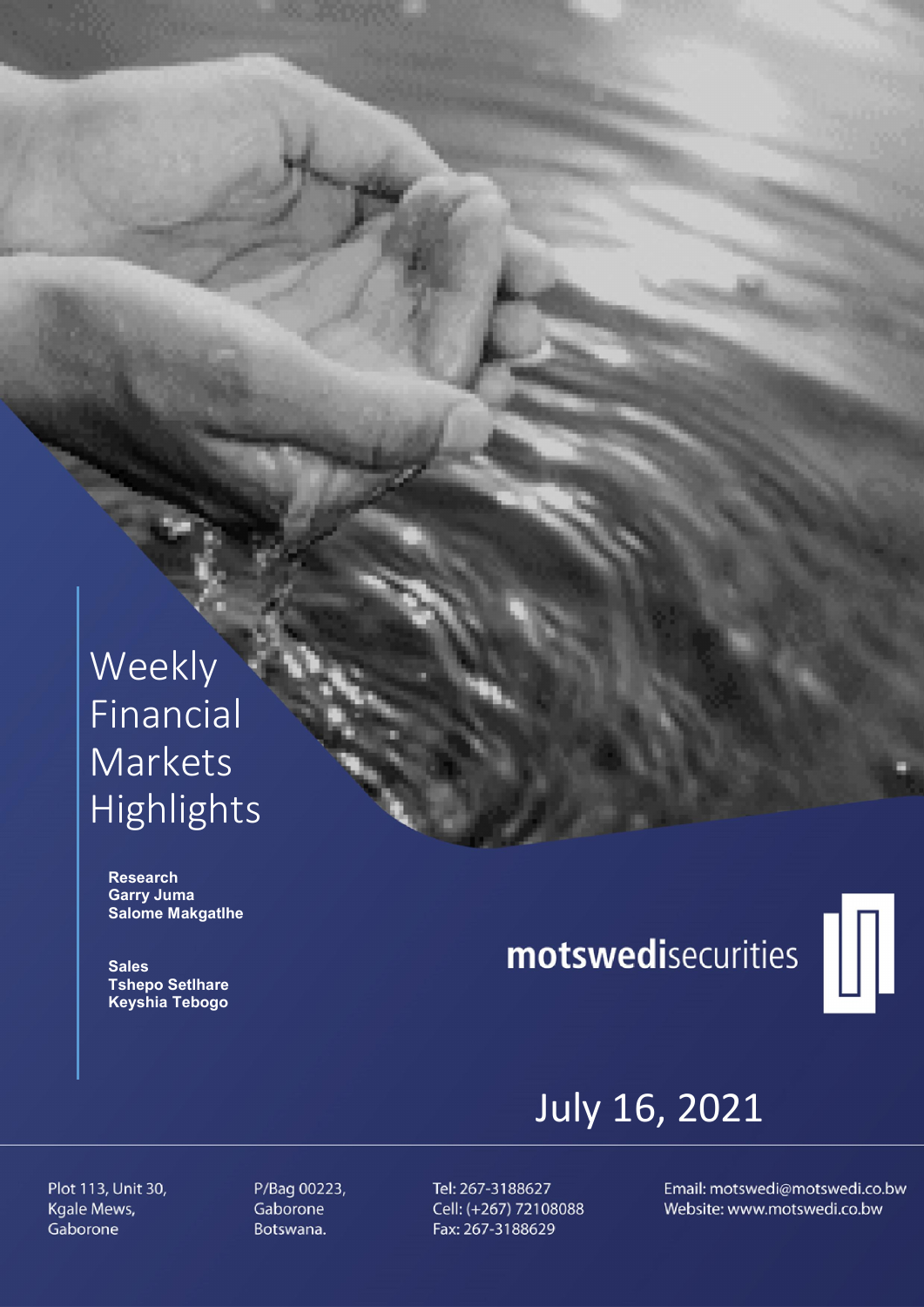# Weekly Financial Markets Highlights

**Research**
**Garry Juma**
**Salome Makgatlhe**

**Sales**
**Tshepo Setlhare**
**Keyshia Tebogo**

**motswedi**securities

July 16, 2021

Plot 113, Unit 30,
Kgale Mews,
Gaborone

P/Bag 00223,
Gaborone
Botswana.

Tel: 267-3188627
Cell: (+267) 72108088
Fax: 267-3188629

Email: motswedi@motswedi.co.bw
Website: www.motswedi.co.bw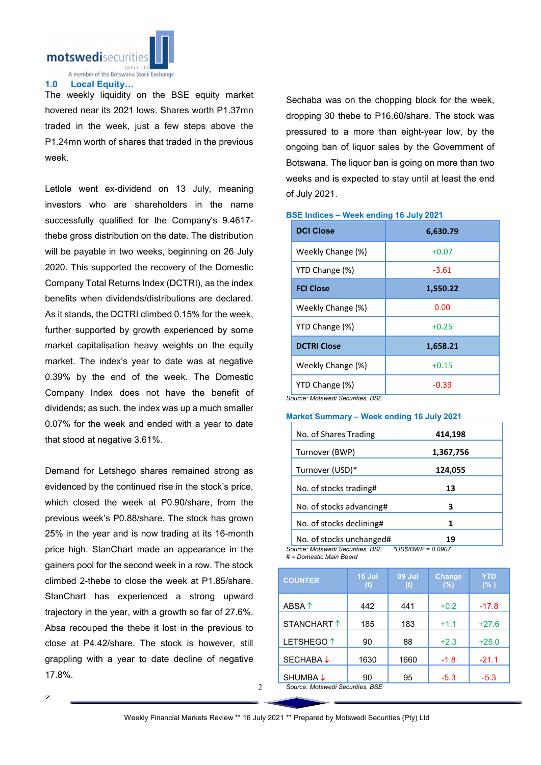## 1.0 Local Equity…

The weekly liquidity on the BSE equity market hovered near its 2021 lows. Shares worth P1.37mn traded in the week, just a few steps above the P1.24mn worth of shares that traded in the previous week.

Letlole went ex-dividend on 13 July, meaning investors who are shareholders in the name successfully qualified for the Company's 9.4617-thebe gross distribution on the date. The distribution will be payable in two weeks, beginning on 26 July 2020. This supported the recovery of the Domestic Company Total Returns Index (DCTRI), as the index benefits when dividends/distributions are declared. As it stands, the DCTRI climbed 0.15% for the week, further supported by growth experienced by some market capitalisation heavy weights on the equity market. The index's year to date was at negative 0.39% by the end of the week. The Domestic Company Index does not have the benefit of dividends; as such, the index was up a much smaller 0.07% for the week and ended with a year to date that stood at negative 3.61%.

Demand for Letshego shares remained strong as evidenced by the continued rise in the stock's price, which closed the week at P0.90/share, from the previous week's P0.88/share. The stock has grown 25% in the year and is now trading at its 16-month price high. StanChart made an appearance in the gainers pool for the second week in a row. The stock climbed 2-thebe to close the week at P1.85/share. StanChart has experienced a strong upward trajectory in the year, with a growth so far of 27.6%. Absa recouped the thebe it lost in the previous to close at P4.42/share. The stock is however, still grappling with a year to date decline of negative 17.8%.

Sechaba was on the chopping block for the week, dropping 30 thebe to P16.60/share. The stock was pressured to a more than eight-year low, by the ongoing ban of liquor sales by the Government of Botswana. The liquor ban is going on more than two weeks and is expected to stay until at least the end of July 2021.

**BSE Indices – Week ending 16 July 2021**

| DCI Close | 6,630.79 |
|---|---|
| Weekly Change (%) | +0.07 |
| YTD Change (%) | -3.61 |
| **FCI Close** | **1,550.22** |
| Weekly Change (%) | 0.00 |
| YTD Change (%) | +0.25 |
| **DCTRI Close** | **1,658.21** |
| Weekly Change (%) | +0.15 |
| YTD Change (%) | -0.39 |

*Source: Motswedi Securities, BSE*

**Market Summary – Week ending 16 July 2021**

| No. of Shares Trading | 414,198 |
|---|---|
| Turnover (BWP) | 1,367,756 |
| Turnover (USD)* | 124,055 |
| No. of stocks trading# | 13 |
| No. of stocks advancing# | 3 |
| No. of stocks declining# | 1 |
| No. of stocks unchanged# | 19 |

*Source: Motswedi Securities, BSE* *\*US$/BWP = 0.0907*
*# = Domestic Main Board*

| COUNTER | 16 Jul (t) | 09 Jul (t) | Change (%) | YTD (%) |
|---|---|---|---|---|
| ABSA ↑ | 442 | 441 | +0.2 | -17.8 |
| STANCHART ↑ | 185 | 183 | +1.1 | +27.6 |
| LETSHEGO ↑ | 90 | 88 | +2.3 | +25.0 |
| SECHABA ↓ | 1630 | 1660 | -1.8 | -21.1 |
| SHUMBA ↓ | 90 | 95 | -5.3 | -5.3 |

*Source: Motswedi Securities, BSE*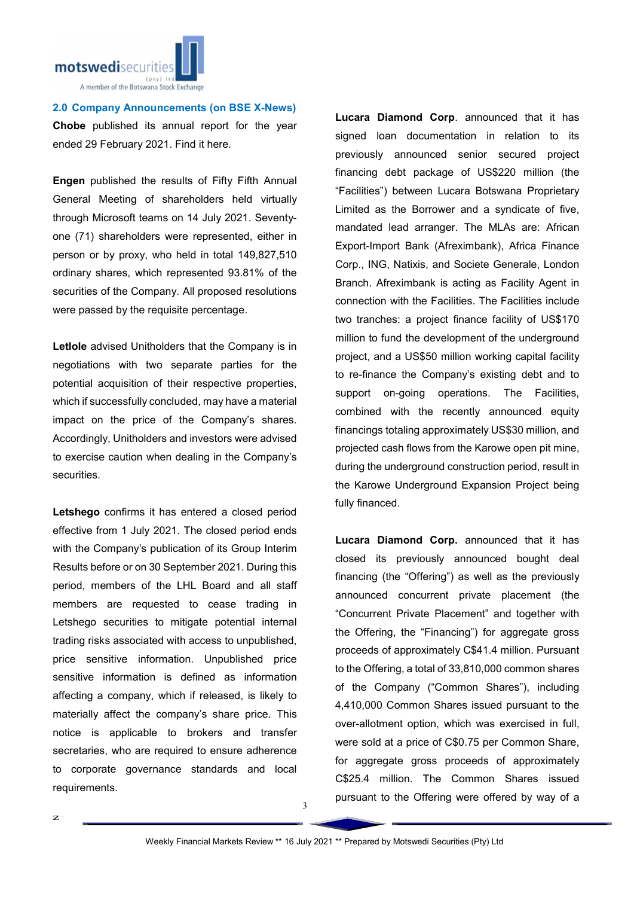## 2.0 Company Announcements (on BSE X-News)

**Chobe** published its annual report for the year ended 29 February 2021. Find it here.

**Engen** published the results of Fifty Fifth Annual General Meeting of shareholders held virtually through Microsoft teams on 14 July 2021. Seventy-one (71) shareholders were represented, either in person or by proxy, who held in total 149,827,510 ordinary shares, which represented 93.81% of the securities of the Company. All proposed resolutions were passed by the requisite percentage.

**Letlole** advised Unitholders that the Company is in negotiations with two separate parties for the potential acquisition of their respective properties, which if successfully concluded, may have a material impact on the price of the Company's shares. Accordingly, Unitholders and investors were advised to exercise caution when dealing in the Company's securities.

**Letshego** confirms it has entered a closed period effective from 1 July 2021. The closed period ends with the Company's publication of its Group Interim Results before or on 30 September 2021. During this period, members of the LHL Board and all staff members are requested to cease trading in Letshego securities to mitigate potential internal trading risks associated with access to unpublished, price sensitive information. Unpublished price sensitive information is defined as information affecting a company, which if released, is likely to materially affect the company's share price. This notice is applicable to brokers and transfer secretaries, who are required to ensure adherence to corporate governance standards and local requirements.

**Lucara Diamond Corp**. announced that it has signed loan documentation in relation to its previously announced senior secured project financing debt package of US$220 million (the "Facilities") between Lucara Botswana Proprietary Limited as the Borrower and a syndicate of five, mandated lead arranger. The MLAs are: African Export-Import Bank (Afreximbank), Africa Finance Corp., ING, Natixis, and Societe Generale, London Branch. Afreximbank is acting as Facility Agent in connection with the Facilities. The Facilities include two tranches: a project finance facility of US$170 million to fund the development of the underground project, and a US$50 million working capital facility to re-finance the Company's existing debt and to support on-going operations. The Facilities, combined with the recently announced equity financings totaling approximately US$30 million, and projected cash flows from the Karowe open pit mine, during the underground construction period, result in the Karowe Underground Expansion Project being fully financed.

**Lucara Diamond Corp.** announced that it has closed its previously announced bought deal financing (the "Offering") as well as the previously announced concurrent private placement (the "Concurrent Private Placement" and together with the Offering, the "Financing") for aggregate gross proceeds of approximately C$41.4 million. Pursuant to the Offering, a total of 33,810,000 common shares of the Company ("Common Shares"), including 4,410,000 Common Shares issued pursuant to the over-allotment option, which was exercised in full, were sold at a price of C$0.75 per Common Share, for aggregate gross proceeds of approximately C$25.4 million. The Common Shares issued pursuant to the Offering were offered by way of a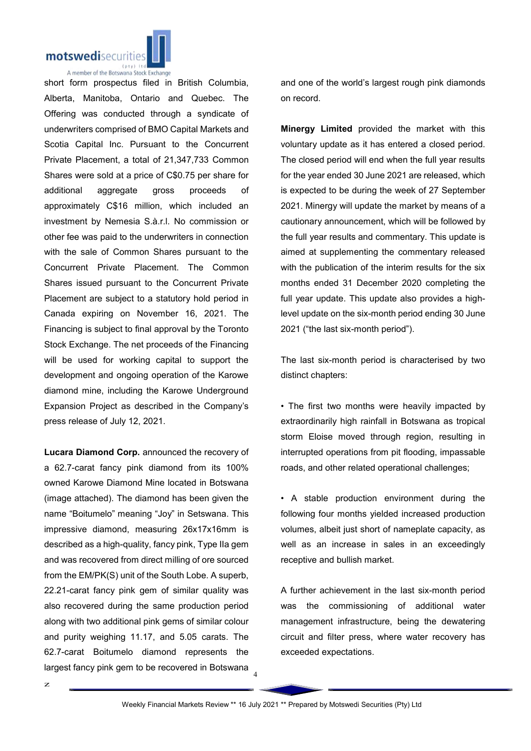short form prospectus filed in British Columbia, Alberta, Manitoba, Ontario and Quebec. The Offering was conducted through a syndicate of underwriters comprised of BMO Capital Markets and Scotia Capital Inc. Pursuant to the Concurrent Private Placement, a total of 21,347,733 Common Shares were sold at a price of C$0.75 per share for additional aggregate gross proceeds of approximately C$16 million, which included an investment by Nemesia S.à.r.l. No commission or other fee was paid to the underwriters in connection with the sale of Common Shares pursuant to the Concurrent Private Placement. The Common Shares issued pursuant to the Concurrent Private Placement are subject to a statutory hold period in Canada expiring on November 16, 2021. The Financing is subject to final approval by the Toronto Stock Exchange. The net proceeds of the Financing will be used for working capital to support the development and ongoing operation of the Karowe diamond mine, including the Karowe Underground Expansion Project as described in the Company's press release of July 12, 2021.

**Lucara Diamond Corp.** announced the recovery of a 62.7-carat fancy pink diamond from its 100% owned Karowe Diamond Mine located in Botswana (image attached). The diamond has been given the name "Boitumelo" meaning "Joy" in Setswana. This impressive diamond, measuring 26x17x16mm is described as a high-quality, fancy pink, Type IIa gem and was recovered from direct milling of ore sourced from the EM/PK(S) unit of the South Lobe. A superb, 22.21-carat fancy pink gem of similar quality was also recovered during the same production period along with two additional pink gems of similar colour and purity weighing 11.17, and 5.05 carats. The 62.7-carat Boitumelo diamond represents the largest fancy pink gem to be recovered in Botswana and one of the world's largest rough pink diamonds on record.

**Minergy Limited** provided the market with this voluntary update as it has entered a closed period. The closed period will end when the full year results for the year ended 30 June 2021 are released, which is expected to be during the week of 27 September 2021. Minergy will update the market by means of a cautionary announcement, which will be followed by the full year results and commentary. This update is aimed at supplementing the commentary released with the publication of the interim results for the six months ended 31 December 2020 completing the full year update. This update also provides a high-level update on the six-month period ending 30 June 2021 ("the last six-month period").

The last six-month period is characterised by two distinct chapters:

- The first two months were heavily impacted by extraordinarily high rainfall in Botswana as tropical storm Eloise moved through region, resulting in interrupted operations from pit flooding, impassable roads, and other related operational challenges;

- A stable production environment during the following four months yielded increased production volumes, albeit just short of nameplate capacity, as well as an increase in sales in an exceedingly receptive and bullish market.

A further achievement in the last six-month period was the commissioning of additional water management infrastructure, being the dewatering circuit and filter press, where water recovery has exceeded expectations.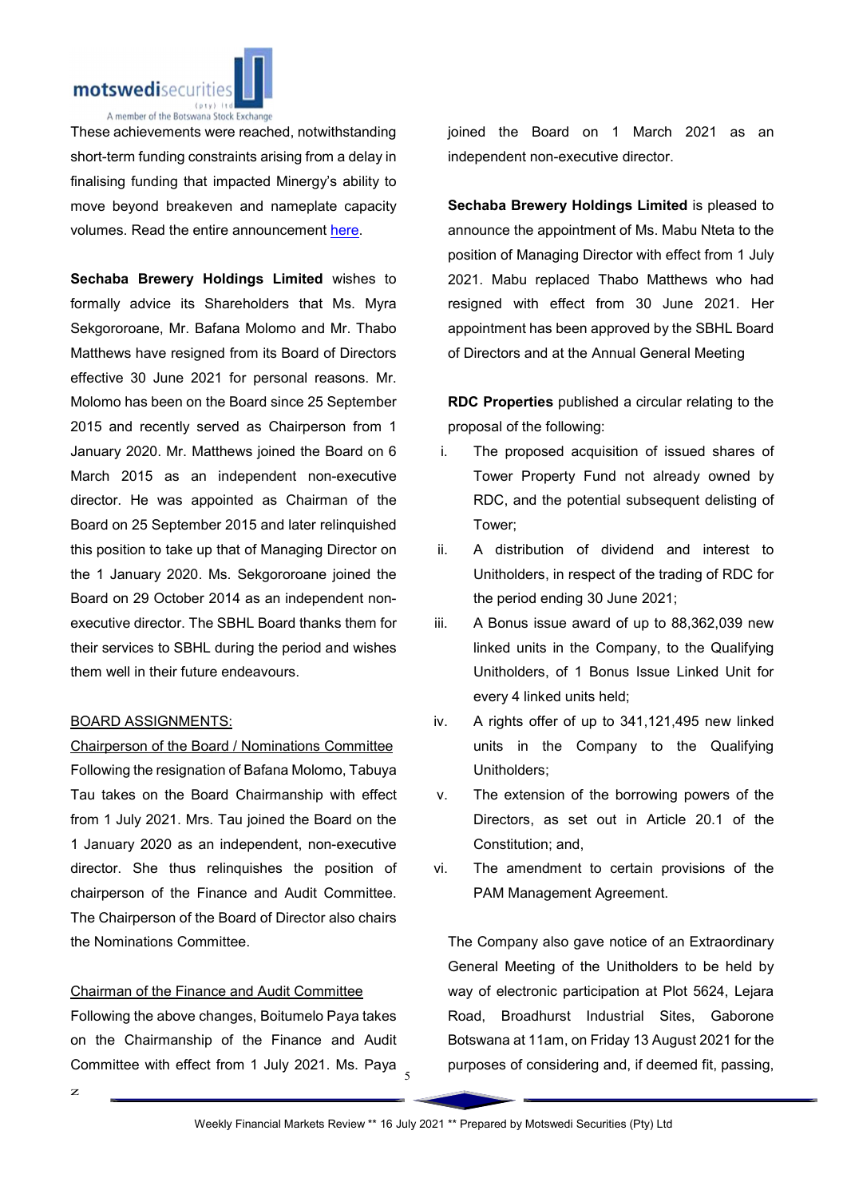These achievements were reached, notwithstanding short-term funding constraints arising from a delay in finalising funding that impacted Minergy's ability to move beyond breakeven and nameplate capacity volumes. Read the entire announcement here.

**Sechaba Brewery Holdings Limited** wishes to formally advice its Shareholders that Ms. Myra Sekgororoane, Mr. Bafana Molomo and Mr. Thabo Matthews have resigned from its Board of Directors effective 30 June 2021 for personal reasons. Mr. Molomo has been on the Board since 25 September 2015 and recently served as Chairperson from 1 January 2020. Mr. Matthews joined the Board on 6 March 2015 as an independent non-executive director. He was appointed as Chairman of the Board on 25 September 2015 and later relinquished this position to take up that of Managing Director on the 1 January 2020. Ms. Sekgororoane joined the Board on 29 October 2014 as an independent non-executive director. The SBHL Board thanks them for their services to SBHL during the period and wishes them well in their future endeavours.

BOARD ASSIGNMENTS:

Chairperson of the Board / Nominations Committee

Following the resignation of Bafana Molomo, Tabuya Tau takes on the Board Chairmanship with effect from 1 July 2021. Mrs. Tau joined the Board on the 1 January 2020 as an independent, non-executive director. She thus relinquishes the position of chairperson of the Finance and Audit Committee. The Chairperson of the Board of Director also chairs the Nominations Committee.

Chairman of the Finance and Audit Committee

Following the above changes, Boitumelo Paya takes on the Chairmanship of the Finance and Audit Committee with effect from 1 July 2021. Ms. Paya joined the Board on 1 March 2021 as an independent non-executive director.

**Sechaba Brewery Holdings Limited** is pleased to announce the appointment of Ms. Mabu Nteta to the position of Managing Director with effect from 1 July 2021. Mabu replaced Thabo Matthews who had resigned with effect from 30 June 2021. Her appointment has been approved by the SBHL Board of Directors and at the Annual General Meeting

**RDC Properties** published a circular relating to the proposal of the following:

i. The proposed acquisition of issued shares of Tower Property Fund not already owned by RDC, and the potential subsequent delisting of Tower;
ii. A distribution of dividend and interest to Unitholders, in respect of the trading of RDC for the period ending 30 June 2021;
iii. A Bonus issue award of up to 88,362,039 new linked units in the Company, to the Qualifying Unitholders, of 1 Bonus Issue Linked Unit for every 4 linked units held;
iv. A rights offer of up to 341,121,495 new linked units in the Company to the Qualifying Unitholders;
v. The extension of the borrowing powers of the Directors, as set out in Article 20.1 of the Constitution; and,
vi. The amendment to certain provisions of the PAM Management Agreement.

The Company also gave notice of an Extraordinary General Meeting of the Unitholders to be held by way of electronic participation at Plot 5624, Lejara Road, Broadhurst Industrial Sites, Gaborone Botswana at 11am, on Friday 13 August 2021 for the purposes of considering and, if deemed fit, passing,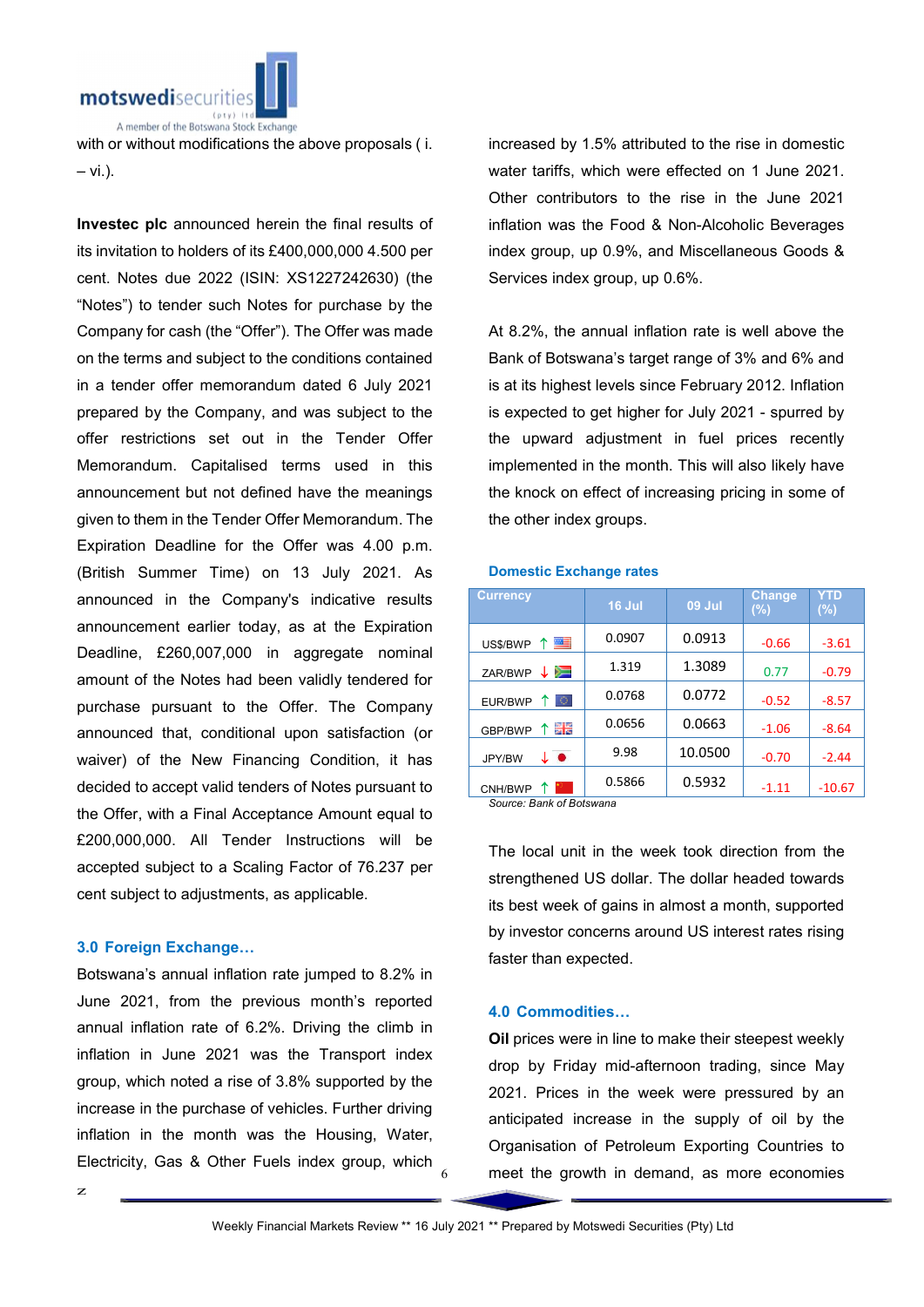with or without modifications the above proposals ( i. – vi.).

**Investec plc** announced herein the final results of its invitation to holders of its £400,000,000 4.500 per cent. Notes due 2022 (ISIN: XS1227242630) (the "Notes") to tender such Notes for purchase by the Company for cash (the "Offer"). The Offer was made on the terms and subject to the conditions contained in a tender offer memorandum dated 6 July 2021 prepared by the Company, and was subject to the offer restrictions set out in the Tender Offer Memorandum. Capitalised terms used in this announcement but not defined have the meanings given to them in the Tender Offer Memorandum. The Expiration Deadline for the Offer was 4.00 p.m. (British Summer Time) on 13 July 2021. As announced in the Company's indicative results announcement earlier today, as at the Expiration Deadline, £260,007,000 in aggregate nominal amount of the Notes had been validly tendered for purchase pursuant to the Offer. The Company announced that, conditional upon satisfaction (or waiver) of the New Financing Condition, it has decided to accept valid tenders of Notes pursuant to the Offer, with a Final Acceptance Amount equal to £200,000,000. All Tender Instructions will be accepted subject to a Scaling Factor of 76.237 per cent subject to adjustments, as applicable.

### 3.0 Foreign Exchange…

Botswana's annual inflation rate jumped to 8.2% in June 2021, from the previous month's reported annual inflation rate of 6.2%. Driving the climb in inflation in June 2021 was the Transport index group, which noted a rise of 3.8% supported by the increase in the purchase of vehicles. Further driving inflation in the month was the Housing, Water, Electricity, Gas & Other Fuels index group, which increased by 1.5% attributed to the rise in domestic water tariffs, which were effected on 1 June 2021. Other contributors to the rise in the June 2021 inflation was the Food & Non-Alcoholic Beverages index group, up 0.9%, and Miscellaneous Goods & Services index group, up 0.6%.

At 8.2%, the annual inflation rate is well above the Bank of Botswana's target range of 3% and 6% and is at its highest levels since February 2012. Inflation is expected to get higher for July 2021 - spurred by the upward adjustment in fuel prices recently implemented in the month. This will also likely have the knock on effect of increasing pricing in some of the other index groups.

**Domestic Exchange rates**

| Currency | 16 Jul | 09 Jul | Change (%) | YTD (%) |
|---|---|---|---|---|
| US$/BWP ↑ | 0.0907 | 0.0913 | -0.66 | -3.61 |
| ZAR/BWP ↓ | 1.319 | 1.3089 | 0.77 | -0.79 |
| EUR/BWP ↑ | 0.0768 | 0.0772 | -0.52 | -8.57 |
| GBP/BWP ↑ | 0.0656 | 0.0663 | -1.06 | -8.64 |
| JPY/BW ↓ | 9.98 | 10.0500 | -0.70 | -2.44 |
| CNH/BWP ↑ | 0.5866 | 0.5932 | -1.11 | -10.67 |

*Source: Bank of Botswana*

The local unit in the week took direction from the strengthened US dollar. The dollar headed towards its best week of gains in almost a month, supported by investor concerns around US interest rates rising faster than expected.

### 4.0 Commodities…

**Oil** prices were in line to make their steepest weekly drop by Friday mid-afternoon trading, since May 2021. Prices in the week were pressured by an anticipated increase in the supply of oil by the Organisation of Petroleum Exporting Countries to meet the growth in demand, as more economies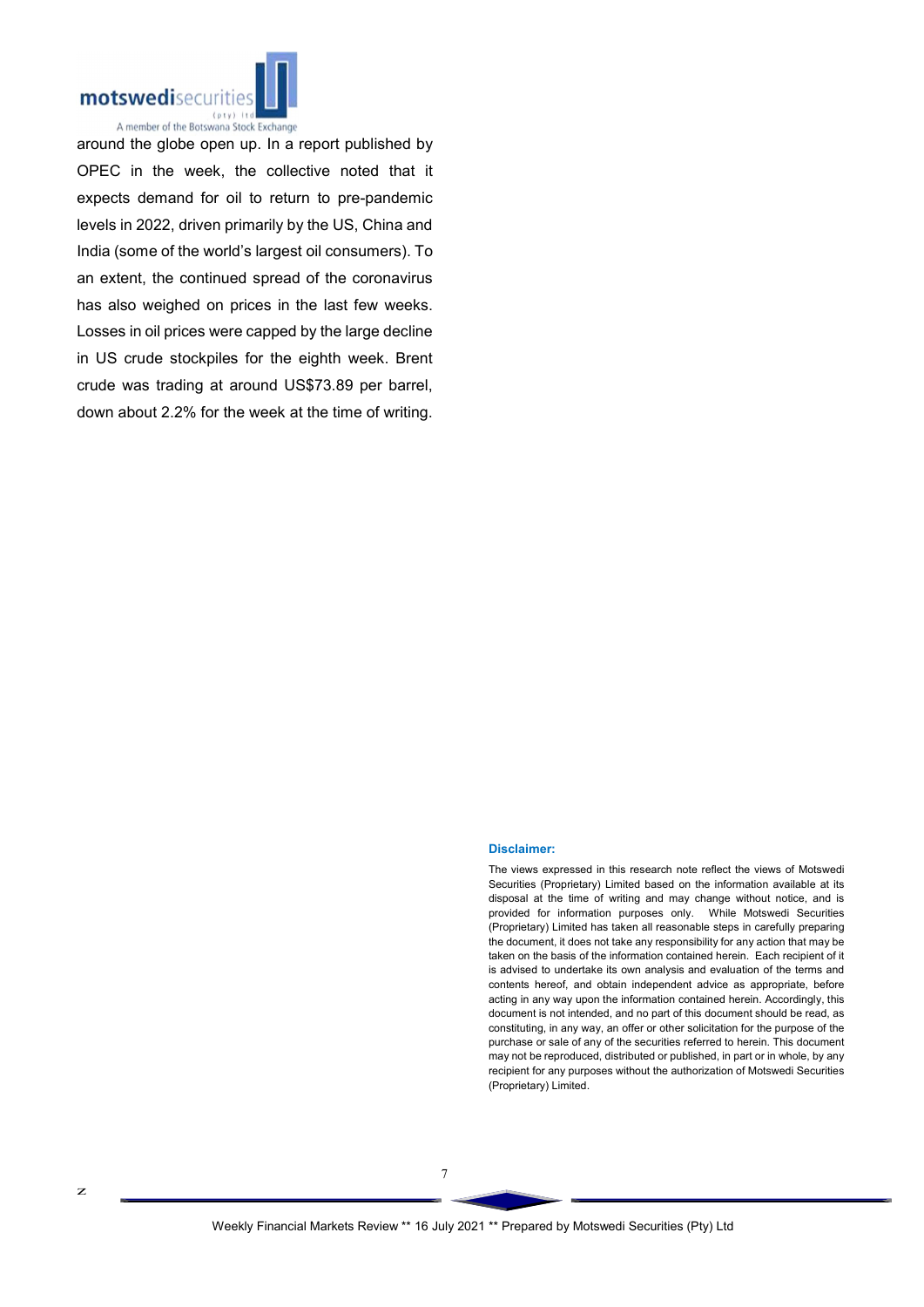around the globe open up. In a report published by OPEC in the week, the collective noted that it expects demand for oil to return to pre-pandemic levels in 2022, driven primarily by the US, China and India (some of the world's largest oil consumers). To an extent, the continued spread of the coronavirus has also weighed on prices in the last few weeks. Losses in oil prices were capped by the large decline in US crude stockpiles for the eighth week. Brent crude was trading at around US$73.89 per barrel, down about 2.2% for the week at the time of writing.

**Disclaimer:**

The views expressed in this research note reflect the views of Motswedi Securities (Proprietary) Limited based on the information available at its disposal at the time of writing and may change without notice, and is provided for information purposes only. While Motswedi Securities (Proprietary) Limited has taken all reasonable steps in carefully preparing the document, it does not take any responsibility for any action that may be taken on the basis of the information contained herein. Each recipient of it is advised to undertake its own analysis and evaluation of the terms and contents hereof, and obtain independent advice as appropriate, before acting in any way upon the information contained herein. Accordingly, this document is not intended, and no part of this document should be read, as constituting, in any way, an offer or other solicitation for the purpose of the purchase or sale of any of the securities referred to herein. This document may not be reproduced, distributed or published, in part or in whole, by any recipient for any purposes without the authorization of Motswedi Securities (Proprietary) Limited.